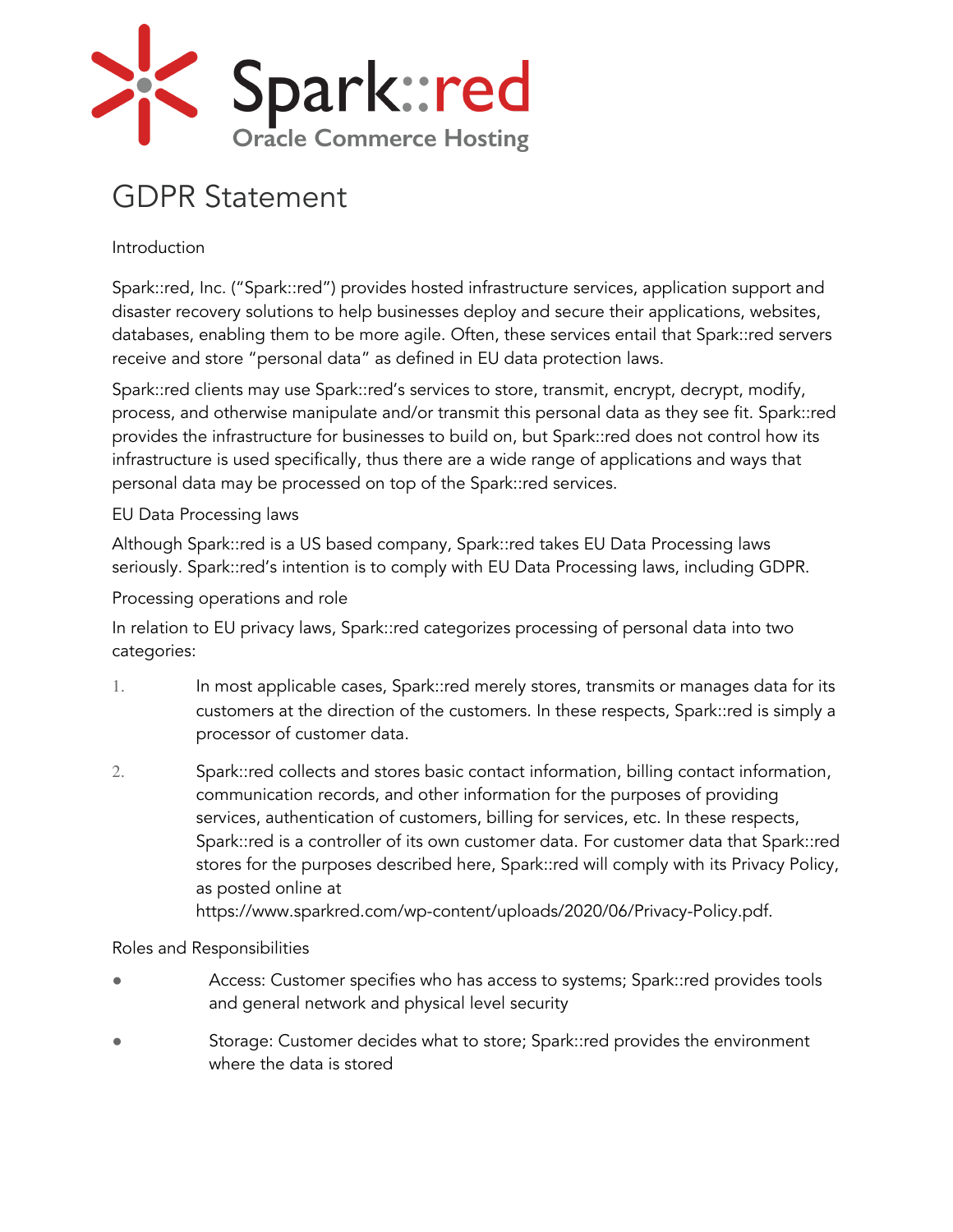Spark::red

Oracle Commerce Hosting

# GDPR Statement

## Introduction

Spark::red, Inc. ("Spark::red") provides hosted infrastructure services, application support and disaster recovery solutions to help businesses deploy and secure their applications, websites, databases, enabling them to be more agile. Often, these services entail that Spark::red servers receive and store "personal data" as defined in EU data protection laws.

Spark::red clients may use Spark::red's services to store, transmit, encrypt, decrypt, modify, process, and otherwise manipulate and/or transmit this personal data as they see fit. Spark::red provides the infrastructure for businesses to build on, but Spark::red does not control how its infrastructure is used specifically, thus there are a wide range of applications and ways that personal data may be processed on top of the Spark::red services.

## EU Data Processing laws

Although Spark::red is a US based company, Spark::red takes EU Data Processing laws seriously. Spark::red's intention is to comply with EU Data Processing laws, including GDPR.

## Processing operations and role

In relation to EU privacy laws, Spark::red categorizes processing of personal data into two categories:

1. In most applicable cases, Spark::red merely stores, transmits or manages data for its customers at the direction of the customers. In these respects, Spark::red is simply a processor of customer data.
2. Spark::red collects and stores basic contact information, billing contact information, communication records, and other information for the purposes of providing services, authentication of customers, billing for services, etc. In these respects, Spark::red is a controller of its own customer data. For customer data that Spark::red stores for the purposes described here, Spark::red will comply with its Privacy Policy, as posted online at https://www.sparkred.com/wp-content/uploads/2020/06/Privacy-Policy.pdf.

## Roles and Responsibilities

- Access: Customer specifies who has access to systems; Spark::red provides tools and general network and physical level security
- Storage: Customer decides what to store; Spark::red provides the environment where the data is stored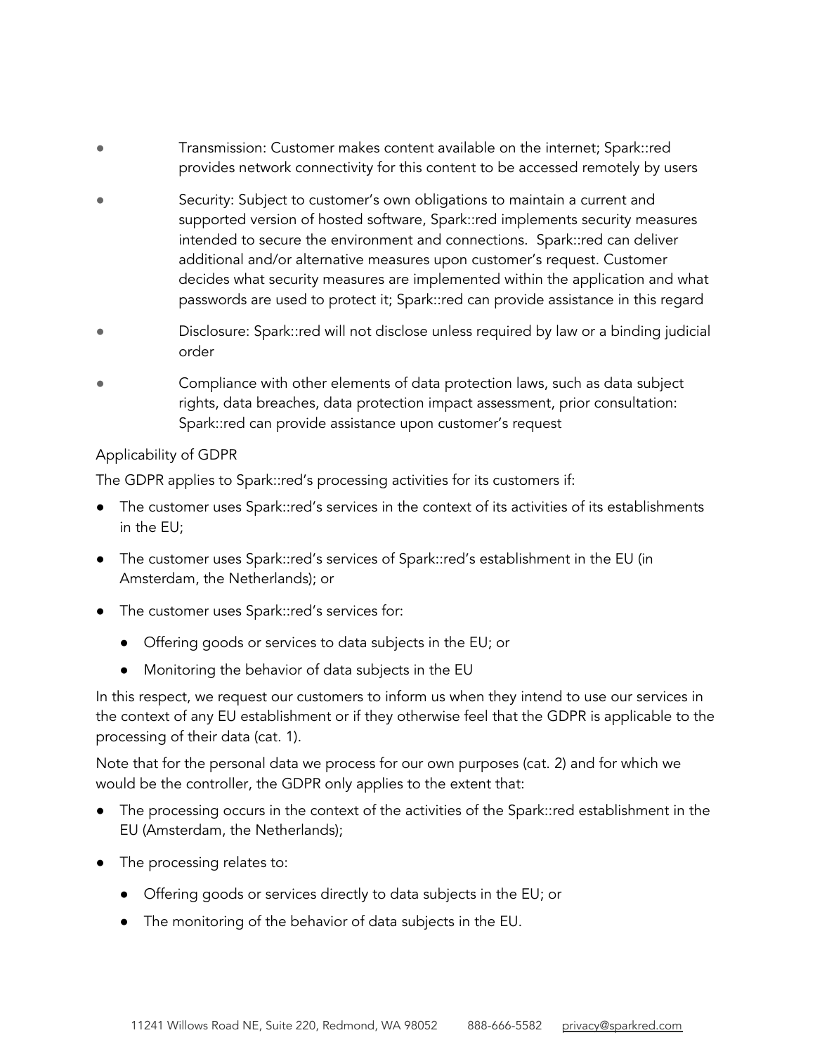- Transmission: Customer makes content available on the internet; Spark::red provides network connectivity for this content to be accessed remotely by users
- Security: Subject to customer's own obligations to maintain a current and supported version of hosted software, Spark::red implements security measures intended to secure the environment and connections. Spark::red can deliver additional and/or alternative measures upon customer's request. Customer decides what security measures are implemented within the application and what passwords are used to protect it; Spark::red can provide assistance in this regard
- Disclosure: Spark::red will not disclose unless required by law or a binding judicial order
- Compliance with other elements of data protection laws, such as data subject rights, data breaches, data protection impact assessment, prior consultation: Spark::red can provide assistance upon customer's request

Applicability of GDPR

The GDPR applies to Spark::red's processing activities for its customers if:

- The customer uses Spark::red's services in the context of its activities of its establishments in the EU;
- The customer uses Spark::red's services of Spark::red's establishment in the EU (in Amsterdam, the Netherlands); or
- The customer uses Spark::red's services for:
  - Offering goods or services to data subjects in the EU; or
  - Monitoring the behavior of data subjects in the EU

In this respect, we request our customers to inform us when they intend to use our services in the context of any EU establishment or if they otherwise feel that the GDPR is applicable to the processing of their data (cat. 1).

Note that for the personal data we process for our own purposes (cat. 2) and for which we would be the controller, the GDPR only applies to the extent that:

- The processing occurs in the context of the activities of the Spark::red establishment in the EU (Amsterdam, the Netherlands);
- The processing relates to:
  - Offering goods or services directly to data subjects in the EU; or
  - The monitoring of the behavior of data subjects in the EU.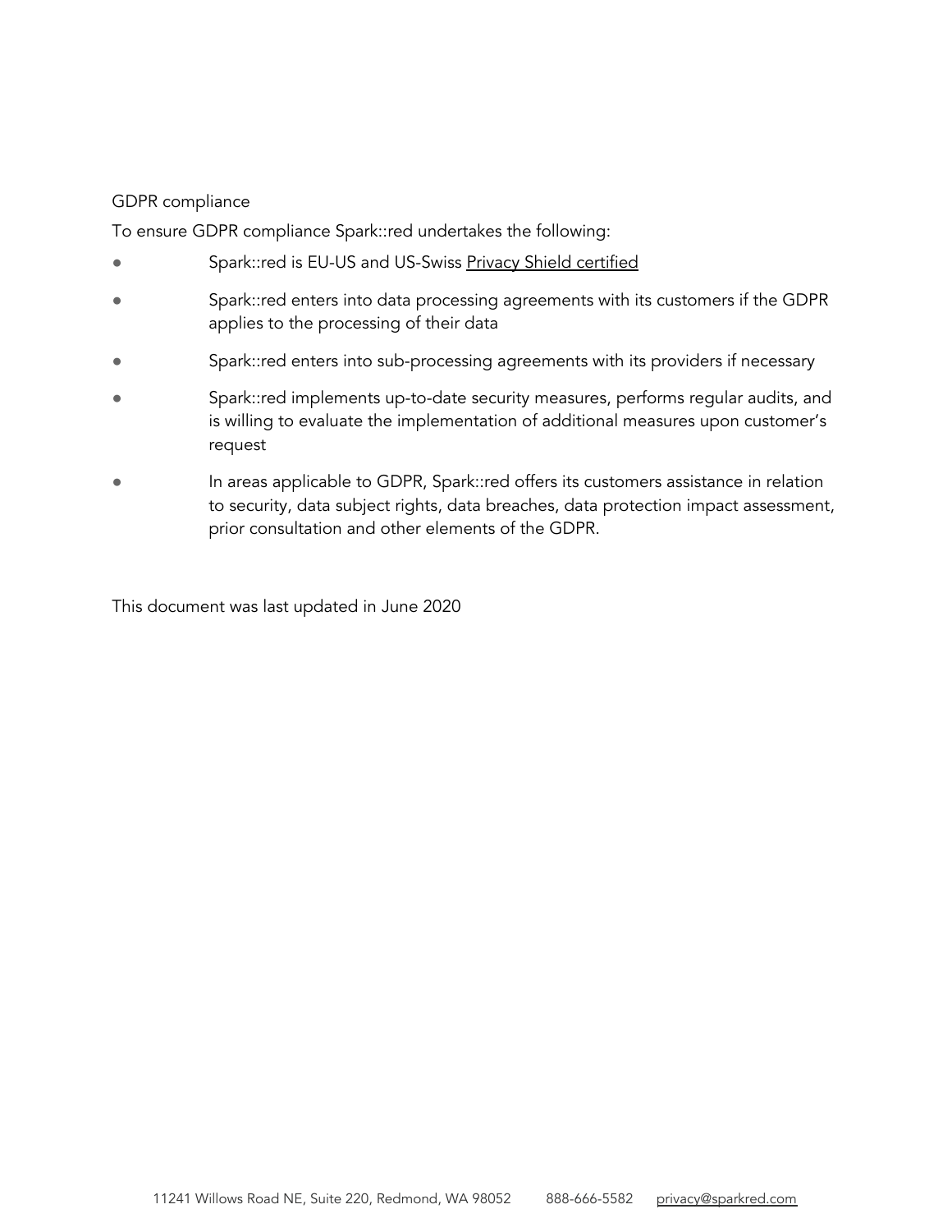GDPR compliance

To ensure GDPR compliance Spark::red undertakes the following:

- Spark::red is EU-US and US-Swiss Privacy Shield certified
- Spark::red enters into data processing agreements with its customers if the GDPR applies to the processing of their data
- Spark::red enters into sub-processing agreements with its providers if necessary
- Spark::red implements up-to-date security measures, performs regular audits, and is willing to evaluate the implementation of additional measures upon customer's request
- In areas applicable to GDPR, Spark::red offers its customers assistance in relation to security, data subject rights, data breaches, data protection impact assessment, prior consultation and other elements of the GDPR.

This document was last updated in June 2020